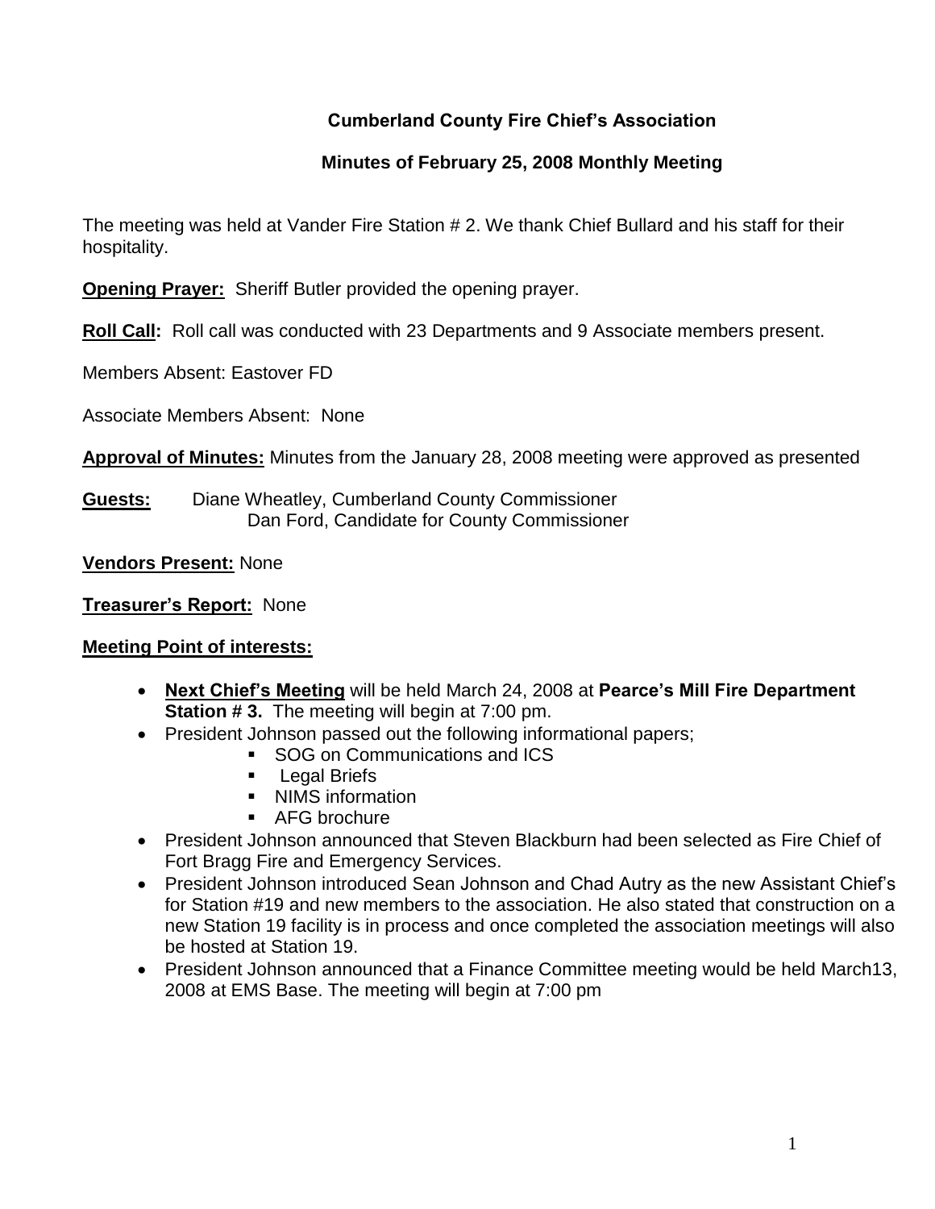# Cumberland County Fire Chief's Association

## Minutes of February 25, 2008 Monthly Meeting

The meeting was held at Vander Fire Station # 2. We thank Chief Bullard and his staff for their hospitality.

**Opening Prayer:** Sheriff Butler provided the opening prayer.

**Roll Call:** Roll call was conducted with 23 Departments and 9 Associate members present.

Members Absent: Eastover FD

Associate Members Absent: None

**Approval of Minutes:** Minutes from the January 28, 2008 meeting were approved as presented

**Guests:** Diane Wheatley, Cumberland County Commissioner
Dan Ford, Candidate for County Commissioner

**Vendors Present:** None

**Treasurer's Report:** None

**Meeting Point of interests:**

- **Next Chief's Meeting** will be held March 24, 2008 at **Pearce's Mill Fire Department Station # 3.** The meeting will begin at 7:00 pm.
- President Johnson passed out the following informational papers;
  - SOG on Communications and ICS
  - Legal Briefs
  - NIMS information
  - AFG brochure
- President Johnson announced that Steven Blackburn had been selected as Fire Chief of Fort Bragg Fire and Emergency Services.
- President Johnson introduced Sean Johnson and Chad Autry as the new Assistant Chief's for Station #19 and new members to the association. He also stated that construction on a new Station 19 facility is in process and once completed the association meetings will also be hosted at Station 19.
- President Johnson announced that a Finance Committee meeting would be held March13, 2008 at EMS Base. The meeting will begin at 7:00 pm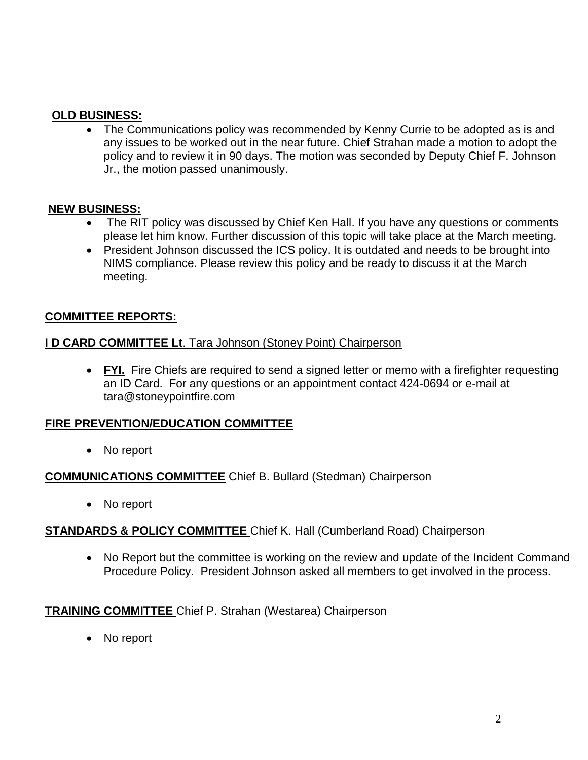**OLD BUSINESS:**

- The Communications policy was recommended by Kenny Currie to be adopted as is and any issues to be worked out in the near future. Chief Strahan made a motion to adopt the policy and to review it in 90 days. The motion was seconded by Deputy Chief F. Johnson Jr., the motion passed unanimously.

**NEW BUSINESS:**

- The RIT policy was discussed by Chief Ken Hall. If you have any questions or comments please let him know. Further discussion of this topic will take place at the March meeting.
- President Johnson discussed the ICS policy. It is outdated and needs to be brought into NIMS compliance. Please review this policy and be ready to discuss it at the March meeting.

**COMMITTEE REPORTS:**

**I D CARD COMMITTEE Lt**. Tara Johnson (Stoney Point) Chairperson

- **FYI.** Fire Chiefs are required to send a signed letter or memo with a firefighter requesting an ID Card. For any questions or an appointment contact 424-0694 or e-mail at tara@stoneypointfire.com

**FIRE PREVENTION/EDUCATION COMMITTEE**

- No report

**COMMUNICATIONS COMMITTEE** Chief B. Bullard (Stedman) Chairperson

- No report

**STANDARDS & POLICY COMMITTEE** Chief K. Hall (Cumberland Road) Chairperson

- No Report but the committee is working on the review and update of the Incident Command Procedure Policy. President Johnson asked all members to get involved in the process.

**TRAINING COMMITTEE** Chief P. Strahan (Westarea) Chairperson

- No report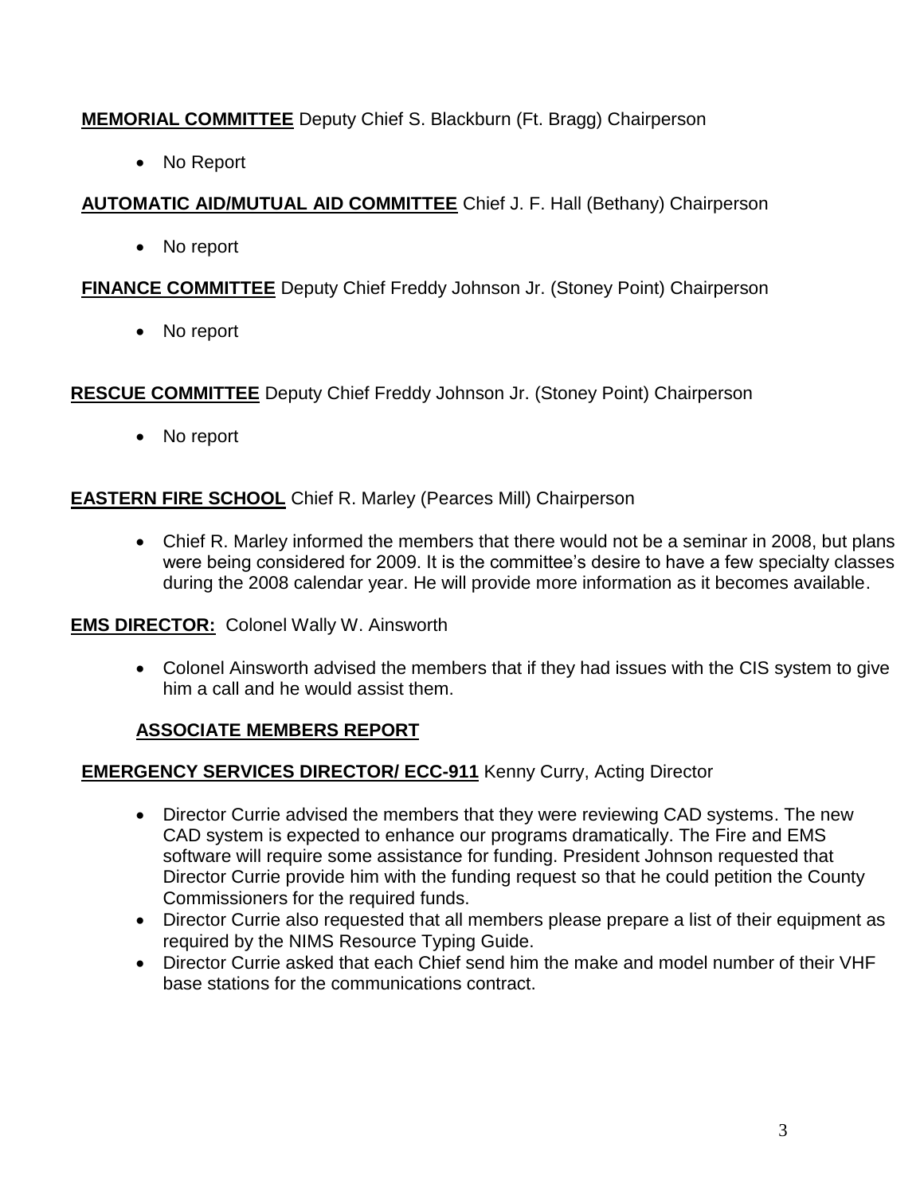**MEMORIAL COMMITTEE** Deputy Chief S. Blackburn (Ft. Bragg) Chairperson

- No Report

**AUTOMATIC AID/MUTUAL AID COMMITTEE** Chief J. F. Hall (Bethany) Chairperson

- No report

**FINANCE COMMITTEE** Deputy Chief Freddy Johnson Jr. (Stoney Point) Chairperson

- No report

**RESCUE COMMITTEE** Deputy Chief Freddy Johnson Jr. (Stoney Point) Chairperson

- No report

**EASTERN FIRE SCHOOL** Chief R. Marley (Pearces Mill) Chairperson

- Chief R. Marley informed the members that there would not be a seminar in 2008, but plans were being considered for 2009. It is the committee's desire to have a few specialty classes during the 2008 calendar year. He will provide more information as it becomes available.

**EMS DIRECTOR:** Colonel Wally W. Ainsworth

- Colonel Ainsworth advised the members that if they had issues with the CIS system to give him a call and he would assist them.

## ASSOCIATE MEMBERS REPORT

**EMERGENCY SERVICES DIRECTOR/ ECC-911** Kenny Curry, Acting Director

- Director Currie advised the members that they were reviewing CAD systems. The new CAD system is expected to enhance our programs dramatically. The Fire and EMS software will require some assistance for funding. President Johnson requested that Director Currie provide him with the funding request so that he could petition the County Commissioners for the required funds.
- Director Currie also requested that all members please prepare a list of their equipment as required by the NIMS Resource Typing Guide.
- Director Currie asked that each Chief send him the make and model number of their VHF base stations for the communications contract.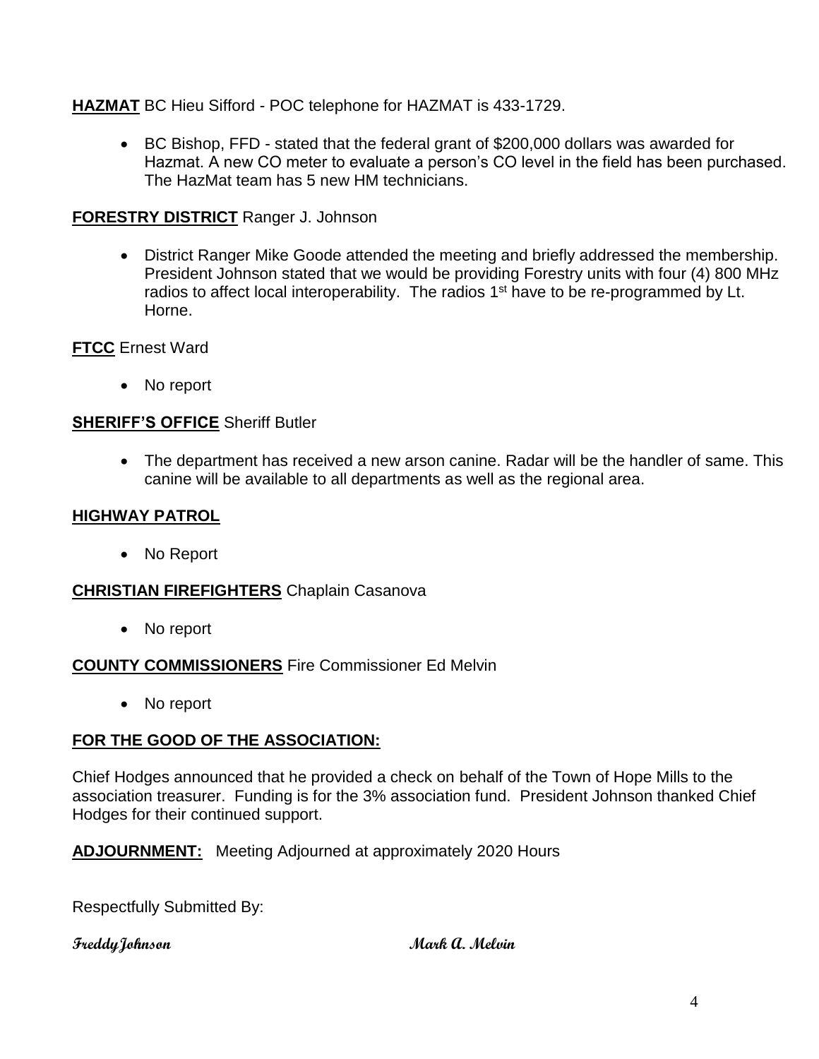**HAZMAT** BC Hieu Sifford - POC telephone for HAZMAT is 433-1729.

- BC Bishop, FFD - stated that the federal grant of $200,000 dollars was awarded for Hazmat. A new CO meter to evaluate a person's CO level in the field has been purchased. The HazMat team has 5 new HM technicians.

**FORESTRY DISTRICT** Ranger J. Johnson

- District Ranger Mike Goode attended the meeting and briefly addressed the membership. President Johnson stated that we would be providing Forestry units with four (4) 800 MHz radios to affect local interoperability. The radios 1st have to be re-programmed by Lt. Horne.

**FTCC** Ernest Ward

- No report

**SHERIFF'S OFFICE** Sheriff Butler

- The department has received a new arson canine. Radar will be the handler of same. This canine will be available to all departments as well as the regional area.

**HIGHWAY PATROL**

- No Report

**CHRISTIAN FIREFIGHTERS** Chaplain Casanova

- No report

**COUNTY COMMISSIONERS** Fire Commissioner Ed Melvin

- No report

**FOR THE GOOD OF THE ASSOCIATION:**

Chief Hodges announced that he provided a check on behalf of the Town of Hope Mills to the association treasurer. Funding is for the 3% association fund. President Johnson thanked Chief Hodges for their continued support.

**ADJOURNMENT:** Meeting Adjourned at approximately 2020 Hours

Respectfully Submitted By:

**Freddy Johnson** **Mark A. Melvin**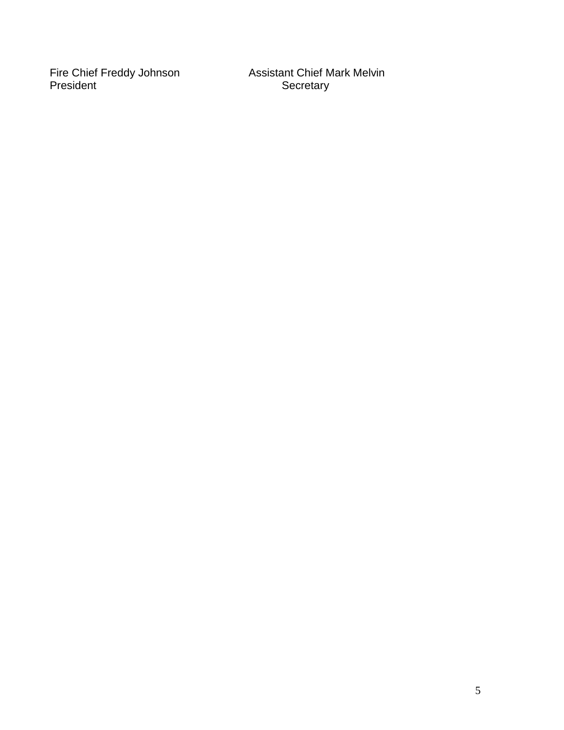Fire Chief Freddy Johnson
President

Assistant Chief Mark Melvin
Secretary